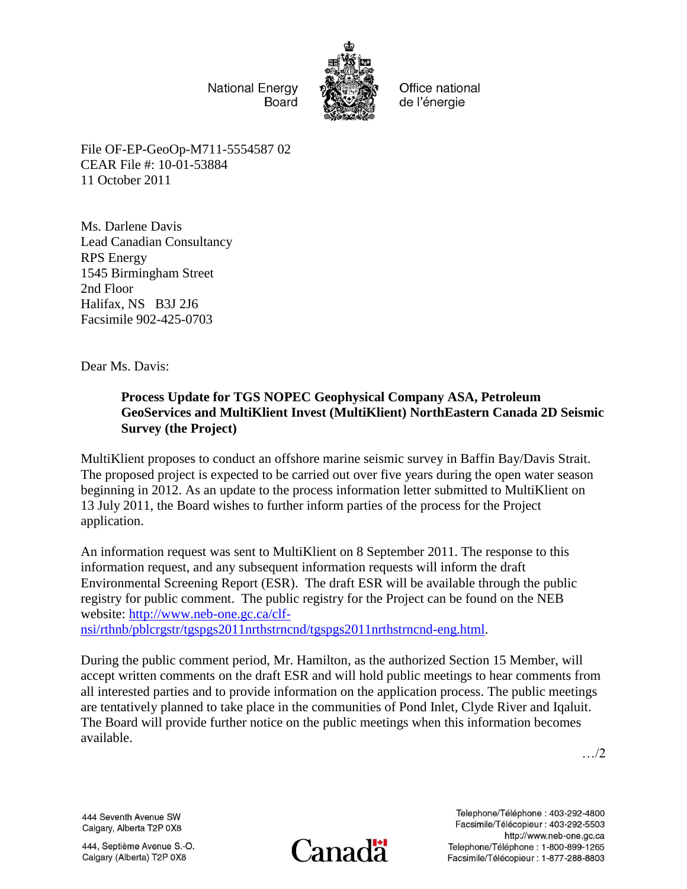National Energy Board — Office national de l'énergie

File OF-EP-GeoOp-M711-5554587 02
CEAR File #: 10-01-53884
11 October 2011

Ms. Darlene Davis
Lead Canadian Consultancy
RPS Energy
1545 Birmingham Street
2nd Floor
Halifax, NS B3J 2J6
Facsimile 902-425-0703

Dear Ms. Davis:

**Process Update for TGS NOPEC Geophysical Company ASA, Petroleum GeoServices and MultiKlient Invest (MultiKlient) NorthEastern Canada 2D Seismic Survey (the Project)**

MultiKlient proposes to conduct an offshore marine seismic survey in Baffin Bay/Davis Strait. The proposed project is expected to be carried out over five years during the open water season beginning in 2012. As an update to the process information letter submitted to MultiKlient on 13 July 2011, the Board wishes to further inform parties of the process for the Project application.

An information request was sent to MultiKlient on 8 September 2011. The response to this information request, and any subsequent information requests will inform the draft Environmental Screening Report (ESR). The draft ESR will be available through the public registry for public comment. The public registry for the Project can be found on the NEB website: http://www.neb-one.gc.ca/clf-nsi/rthnb/pblcrgstr/tgspgs2011nrthstrncnd/tgspgs2011nrthstrncnd-eng.html.

During the public comment period, Mr. Hamilton, as the authorized Section 15 Member, will accept written comments on the draft ESR and will hold public meetings to hear comments from all interested parties and to provide information on the application process. The public meetings are tentatively planned to take place in the communities of Pond Inlet, Clyde River and Iqaluit. The Board will provide further notice on the public meetings when this information becomes available.

…/2

444 Seventh Avenue SW
Calgary, Alberta T2P 0X8

444, Septième Avenue S.-O.
Calgary (Alberta) T2P 0X8

Telephone/Téléphone : 403-292-4800
Facsimile/Télécopieur : 403-292-5503
http://www.neb-one.gc.ca
Telephone/Téléphone : 1-800-899-1265
Facsimile/Télécopieur : 1-877-288-8803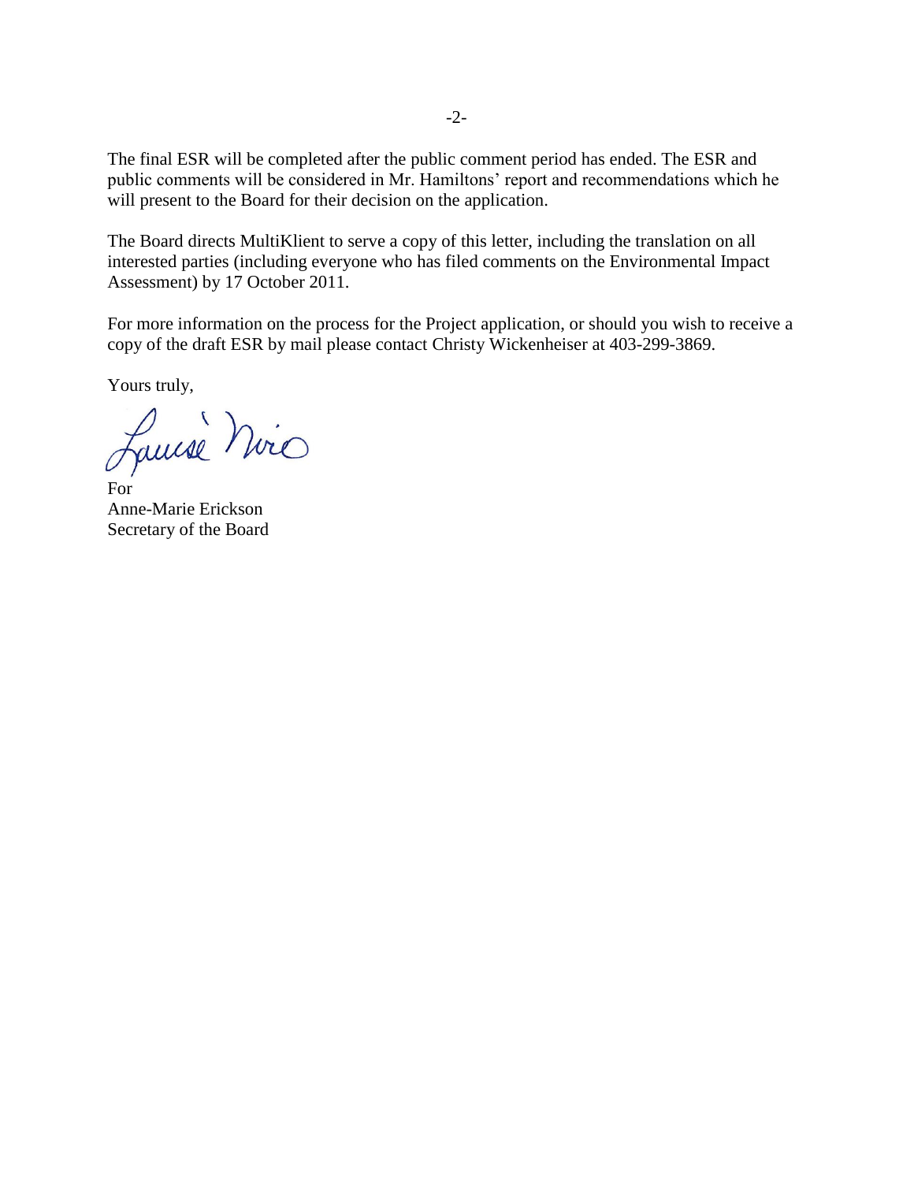The final ESR will be completed after the public comment period has ended. The ESR and public comments will be considered in Mr. Hamiltons' report and recommendations which he will present to the Board for their decision on the application.

The Board directs MultiKlient to serve a copy of this letter, including the translation on all interested parties (including everyone who has filed comments on the Environmental Impact Assessment) by 17 October 2011.

For more information on the process for the Project application, or should you wish to receive a copy of the draft ESR by mail please contact Christy Wickenheiser at 403-299-3869.

Yours truly,

For
Anne-Marie Erickson
Secretary of the Board